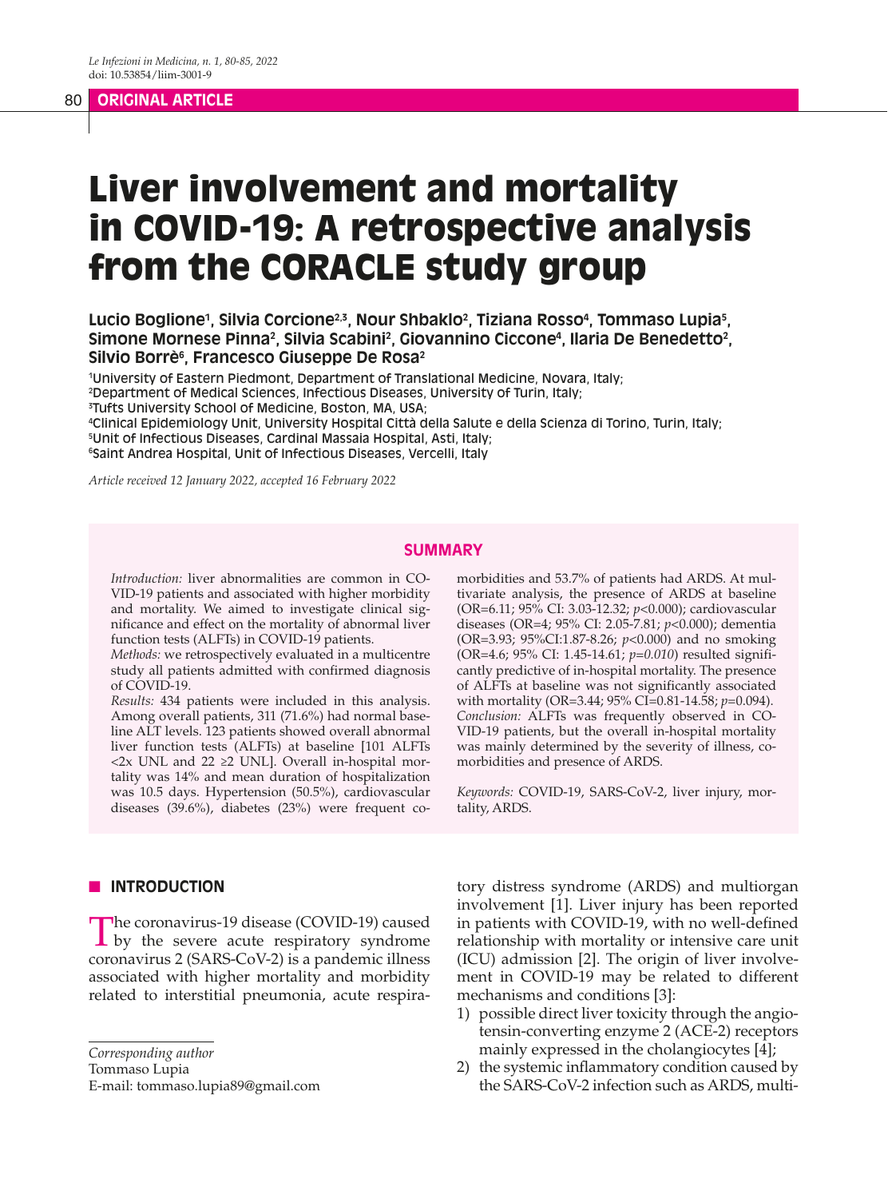*Le Infezioni in Medicina, n. 1, 80-85, 2022*
doi: 10.53854/liim-3001-9

**ORIGINAL ARTICLE**

# Liver involvement and mortality in COVID-19: A retrospective analysis from the CORACLE study group

**Lucio Boglione[1], Silvia Corcione[2,3], Nour Shbaklo[2], Tiziana Rosso[4], Tommaso Lupia[5], Simone Mornese Pinna[2], Silvia Scabini[2], Giovannino Ciccone[4], Ilaria De Benedetto[2], Silvio Borrè[6], Francesco Giuseppe De Rosa[2]**

[1]University of Eastern Piedmont, Department of Translational Medicine, Novara, Italy;
[2]Department of Medical Sciences, Infectious Diseases, University of Turin, Italy;
[3]Tufts University School of Medicine, Boston, MA, USA;
[4]Clinical Epidemiology Unit, University Hospital Città della Salute e della Scienza di Torino, Turin, Italy;
[5]Unit of Infectious Diseases, Cardinal Massaia Hospital, Asti, Italy;
[6]Saint Andrea Hospital, Unit of Infectious Diseases, Vercelli, Italy

*Article received 12 January 2022, accepted 16 February 2022*

## SUMMARY

*Introduction:* liver abnormalities are common in COVID-19 patients and associated with higher morbidity and mortality. We aimed to investigate clinical significance and effect on the mortality of abnormal liver function tests (ALFTs) in COVID-19 patients.

*Methods:* we retrospectively evaluated in a multicentre study all patients admitted with confirmed diagnosis of COVID-19.

*Results:* 434 patients were included in this analysis. Among overall patients, 311 (71.6%) had normal baseline ALT levels. 123 patients showed overall abnormal liver function tests (ALFTs) at baseline [101 ALFTs <2x UNL and 22 ≥2 UNL]. Overall in-hospital mortality was 14% and mean duration of hospitalization was 10.5 days. Hypertension (50.5%), cardiovascular diseases (39.6%), diabetes (23%) were frequent comorbidities and 53.7% of patients had ARDS. At multivariate analysis, the presence of ARDS at baseline (OR=6.11; 95% CI: 3.03-12.32; *p*<0.000); cardiovascular diseases (OR=4; 95% CI: 2.05-7.81; *p*<0.000); dementia (OR=3.93; 95%CI:1.87-8.26; *p*<0.000) and no smoking (OR=4.6; 95% CI: 1.45-14.61; *p=0.010*) resulted significantly predictive of in-hospital mortality. The presence of ALFTs at baseline was not significantly associated with mortality (OR=3.44; 95% CI=0.81-14.58; *p*=0.094).

*Conclusion:* ALFTs was frequently observed in COVID-19 patients, but the overall in-hospital mortality was mainly determined by the severity of illness, comorbidities and presence of ARDS.

*Keywords:* COVID-19, SARS-CoV-2, liver injury, mortality, ARDS.

## INTRODUCTION

The coronavirus-19 disease (COVID-19) caused by the severe acute respiratory syndrome coronavirus 2 (SARS-CoV-2) is a pandemic illness associated with higher mortality and morbidity related to interstitial pneumonia, acute respiratory distress syndrome (ARDS) and multiorgan involvement [1]. Liver injury has been reported in patients with COVID-19, with no well-defined relationship with mortality or intensive care unit (ICU) admission [2]. The origin of liver involvement in COVID-19 may be related to different mechanisms and conditions [3]:

1) possible direct liver toxicity through the angiotensin-converting enzyme 2 (ACE-2) receptors mainly expressed in the cholangiocytes [4];
2) the systemic inflammatory condition caused by the SARS-CoV-2 infection such as ARDS, multi-

*Corresponding author*
Tommaso Lupia
E-mail: tommaso.lupia89@gmail.com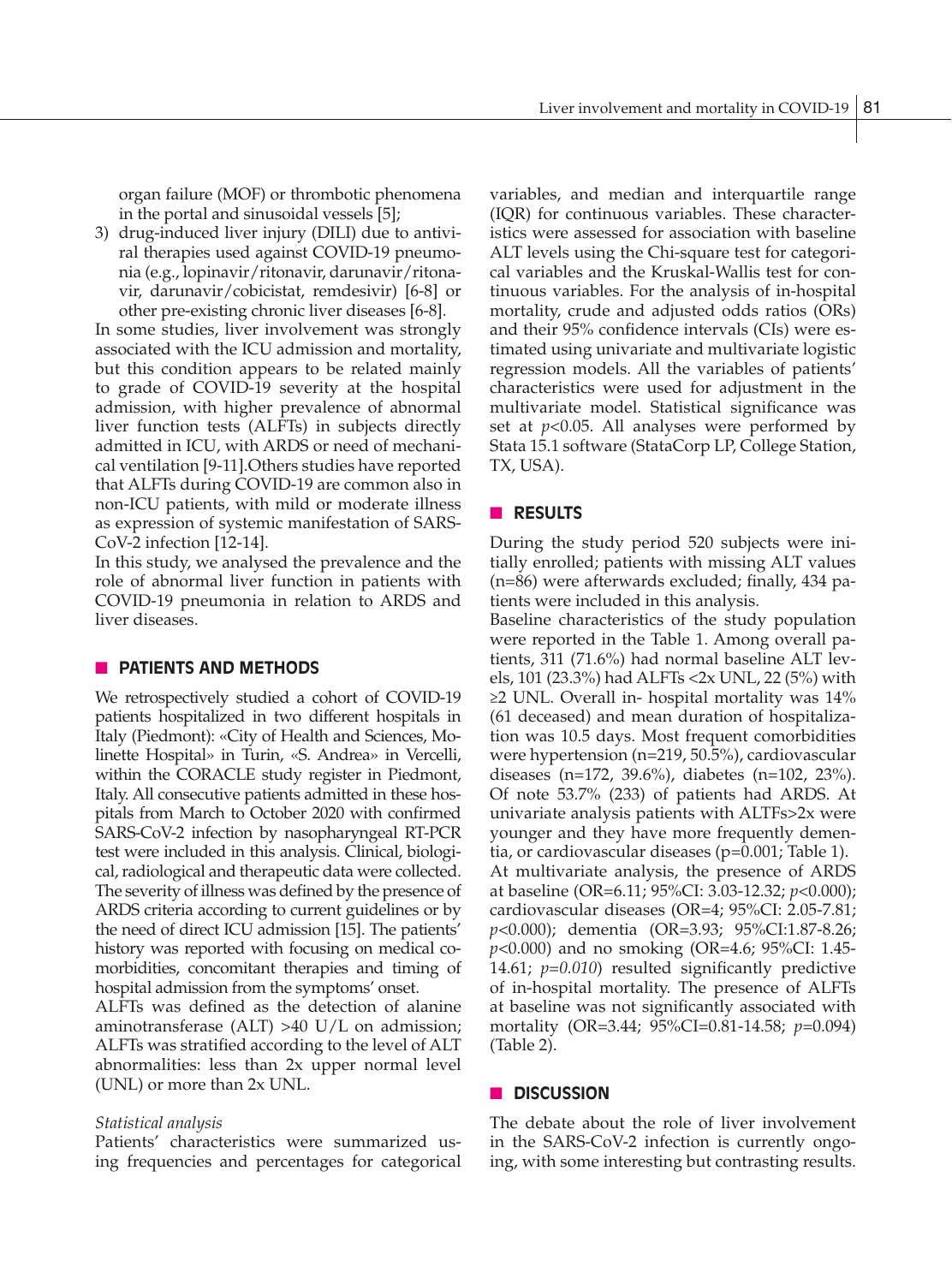organ failure (MOF) or thrombotic phenomena in the portal and sinusoidal vessels [5];

3) drug-induced liver injury (DILI) due to antiviral therapies used against COVID-19 pneumonia (e.g., lopinavir/ritonavir, darunavir/ritonavir, darunavir/cobicistat, remdesivir) [6-8] or other pre-existing chronic liver diseases [6-8].

In some studies, liver involvement was strongly associated with the ICU admission and mortality, but this condition appears to be related mainly to grade of COVID-19 severity at the hospital admission, with higher prevalence of abnormal liver function tests (ALFTs) in subjects directly admitted in ICU, with ARDS or need of mechanical ventilation [9-11].Others studies have reported that ALFTs during COVID-19 are common also in non-ICU patients, with mild or moderate illness as expression of systemic manifestation of SARS-CoV-2 infection [12-14].

In this study, we analysed the prevalence and the role of abnormal liver function in patients with COVID-19 pneumonia in relation to ARDS and liver diseases.

## PATIENTS AND METHODS

We retrospectively studied a cohort of COVID-19 patients hospitalized in two different hospitals in Italy (Piedmont): «City of Health and Sciences, Molinette Hospital» in Turin, «S. Andrea» in Vercelli, within the CORACLE study register in Piedmont, Italy. All consecutive patients admitted in these hospitals from March to October 2020 with confirmed SARS-CoV-2 infection by nasopharyngeal RT-PCR test were included in this analysis. Clinical, biological, radiological and therapeutic data were collected. The severity of illness was defined by the presence of ARDS criteria according to current guidelines or by the need of direct ICU admission [15]. The patients' history was reported with focusing on medical comorbidities, concomitant therapies and timing of hospital admission from the symptoms' onset.

ALFTs was defined as the detection of alanine aminotransferase (ALT) >40 U/L on admission; ALFTs was stratified according to the level of ALT abnormalities: less than 2x upper normal level (UNL) or more than 2x UNL.

### *Statistical analysis*

Patients' characteristics were summarized using frequencies and percentages for categorical variables, and median and interquartile range (IQR) for continuous variables. These characteristics were assessed for association with baseline ALT levels using the Chi-square test for categorical variables and the Kruskal-Wallis test for continuous variables. For the analysis of in-hospital mortality, crude and adjusted odds ratios (ORs) and their 95% confidence intervals (CIs) were estimated using univariate and multivariate logistic regression models. All the variables of patients' characteristics were used for adjustment in the multivariate model. Statistical significance was set at $p<0.05$. All analyses were performed by Stata 15.1 software (StataCorp LP, College Station, TX, USA).

## RESULTS

During the study period 520 subjects were initially enrolled; patients with missing ALT values (n=86) were afterwards excluded; finally, 434 patients were included in this analysis.

Baseline characteristics of the study population were reported in the Table 1. Among overall patients, 311 (71.6%) had normal baseline ALT levels, 101 (23.3%) had ALFTs <2x UNL, 22 (5%) with ≥2 UNL. Overall in- hospital mortality was 14% (61 deceased) and mean duration of hospitalization was 10.5 days. Most frequent comorbidities were hypertension (n=219, 50.5%), cardiovascular diseases (n=172, 39.6%), diabetes (n=102, 23%). Of note 53.7% (233) of patients had ARDS. At univariate analysis patients with ALTFs>2x were younger and they have more frequently dementia, or cardiovascular diseases (p=0.001; Table 1).

At multivariate analysis, the presence of ARDS at baseline (OR=6.11; 95%CI: 3.03-12.32; *p*<0.000); cardiovascular diseases (OR=4; 95%CI: 2.05-7.81; *p*<0.000); dementia (OR=3.93; 95%CI:1.87-8.26; *p*<0.000) and no smoking (OR=4.6; 95%CI: 1.45-14.61; *p=0.010*) resulted significantly predictive of in-hospital mortality. The presence of ALFTs at baseline was not significantly associated with mortality (OR=3.44; 95%CI=0.81-14.58; *p*=0.094) (Table 2).

## DISCUSSION

The debate about the role of liver involvement in the SARS-CoV-2 infection is currently ongoing, with some interesting but contrasting results.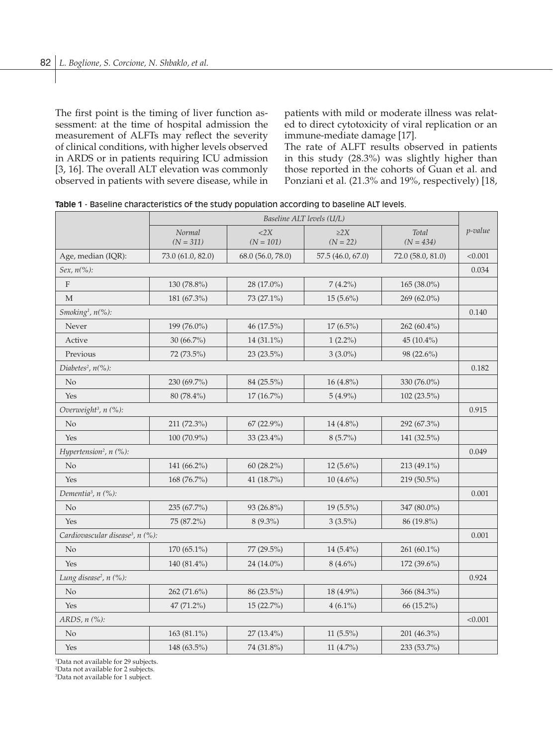The first point is the timing of liver function assessment: at the time of hospital admission the measurement of ALFTs may reflect the severity of clinical conditions, with higher levels observed in ARDS or in patients requiring ICU admission [3, 16]. The overall ALT elevation was commonly observed in patients with severe disease, while in patients with mild or moderate illness was related to direct cytotoxicity of viral replication or an immune-mediate damage [17].

The rate of ALFT results observed in patients in this study (28.3%) was slightly higher than those reported in the cohorts of Guan et al. and Ponziani et al. (21.3% and 19%, respectively) [18,

**Table 1** - Baseline characteristics of the study population according to baseline ALT levels.

| | *Baseline ALT levels (U/L)* | | | | |
|---|---|---|---|---|---|
| | *Normal (N = 311)* | *<2X (N = 101)* | *≥2X (N = 22)* | *Total (N = 434)* | *p-value* |
| Age, median (IQR): | 73.0 (61.0, 82.0) | 68.0 (56.0, 78.0) | 57.5 (46.0, 67.0) | 72.0 (58.0, 81.0) | <0.001 |
| *Sex, n(%):* | | | | | 0.034 |
| F | 130 (78.8%) | 28 (17.0%) | 7 (4.2%) | 165 (38.0%) | |
| M | 181 (67.3%) | 73 (27.1%) | 15 (5.6%) | 269 (62.0%) | |
| *Smoking[1], n(%):* | | | | | 0.140 |
| Never | 199 (76.0%) | 46 (17.5%) | 17 (6.5%) | 262 (60.4%) | |
| Active | 30 (66.7%) | 14 (31.1%) | 1 (2.2%) | 45 (10.4%) | |
| Previous | 72 (73.5%) | 23 (23.5%) | 3 (3.0%) | 98 (22.6%) | |
| *Diabetes[2], n(%):* | | | | | 0.182 |
| No | 230 (69.7%) | 84 (25.5%) | 16 (4.8%) | 330 (76.0%) | |
| Yes | 80 (78.4%) | 17 (16.7%) | 5 (4.9%) | 102 (23.5%) | |
| *Overweight[3], n (%):* | | | | | 0.915 |
| No | 211 (72.3%) | 67 (22.9%) | 14 (4.8%) | 292 (67.3%) | |
| Yes | 100 (70.9%) | 33 (23.4%) | 8 (5.7%) | 141 (32.5%) | |
| *Hypertension[2], n (%):* | | | | | 0.049 |
| No | 141 (66.2%) | 60 (28.2%) | 12 (5.6%) | 213 (49.1%) | |
| Yes | 168 (76.7%) | 41 (18.7%) | 10 (4.6%) | 219 (50.5%) | |
| *Dementia[3], n (%):* | | | | | 0.001 |
| No | 235 (67.7%) | 93 (26.8%) | 19 (5.5%) | 347 (80.0%) | |
| Yes | 75 (87.2%) | 8 (9.3%) | 3 (3.5%) | 86 (19.8%) | |
| *Cardiovascular disease[3], n (%):* | | | | | 0.001 |
| No | 170 (65.1%) | 77 (29.5%) | 14 (5.4%) | 261 (60.1%) | |
| Yes | 140 (81.4%) | 24 (14.0%) | 8 (4.6%) | 172 (39.6%) | |
| *Lung disease[2], n (%):* | | | | | 0.924 |
| No | 262 (71.6%) | 86 (23.5%) | 18 (4.9%) | 366 (84.3%) | |
| Yes | 47 (71.2%) | 15 (22.7%) | 4 (6.1%) | 66 (15.2%) | |
| *ARDS, n (%):* | | | | | <0.001 |
| No | 163 (81.1%) | 27 (13.4%) | 11 (5.5%) | 201 (46.3%) | |
| Yes | 148 (63.5%) | 74 (31.8%) | 11 (4.7%) | 233 (53.7%) | |

[1]Data not available for 29 subjects.
[2]Data not available for 2 subjects.
[3]Data not available for 1 subject.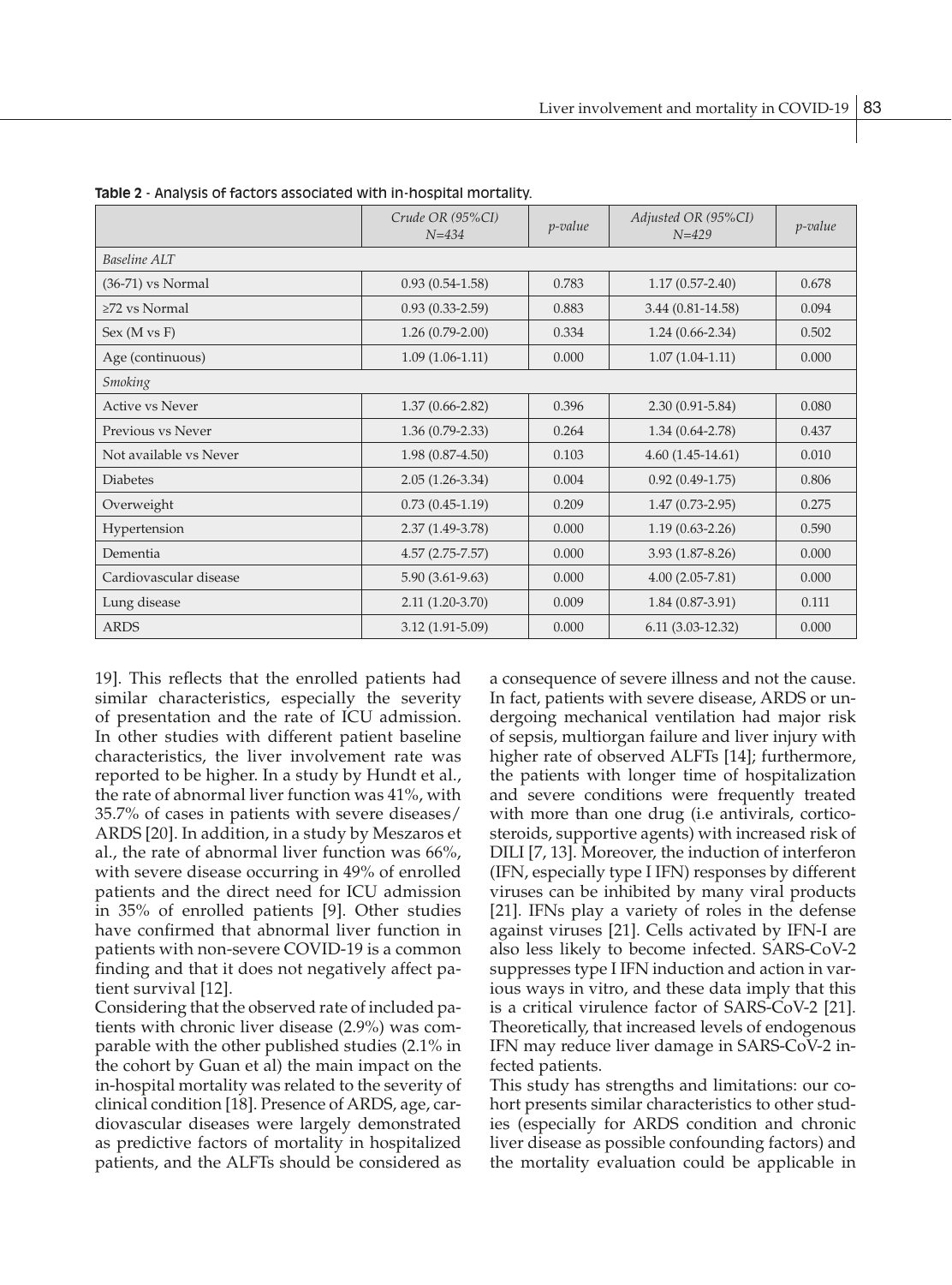**Table 2** - Analysis of factors associated with in-hospital mortality.

| | *Crude OR (95%CI) N=434* | *p-value* | *Adjusted OR (95%CI) N=429* | *p-value* |
|---|---|---|---|---|
| *Baseline ALT* | | | | |
| (36-71) vs Normal | 0.93 (0.54-1.58) | 0.783 | 1.17 (0.57-2.40) | 0.678 |
| ≥72 vs Normal | 0.93 (0.33-2.59) | 0.883 | 3.44 (0.81-14.58) | 0.094 |
| Sex (M vs F) | 1.26 (0.79-2.00) | 0.334 | 1.24 (0.66-2.34) | 0.502 |
| Age (continuous) | 1.09 (1.06-1.11) | 0.000 | 1.07 (1.04-1.11) | 0.000 |
| *Smoking* | | | | |
| Active vs Never | 1.37 (0.66-2.82) | 0.396 | 2.30 (0.91-5.84) | 0.080 |
| Previous vs Never | 1.36 (0.79-2.33) | 0.264 | 1.34 (0.64-2.78) | 0.437 |
| Not available vs Never | 1.98 (0.87-4.50) | 0.103 | 4.60 (1.45-14.61) | 0.010 |
| Diabetes | 2.05 (1.26-3.34) | 0.004 | 0.92 (0.49-1.75) | 0.806 |
| Overweight | 0.73 (0.45-1.19) | 0.209 | 1.47 (0.73-2.95) | 0.275 |
| Hypertension | 2.37 (1.49-3.78) | 0.000 | 1.19 (0.63-2.26) | 0.590 |
| Dementia | 4.57 (2.75-7.57) | 0.000 | 3.93 (1.87-8.26) | 0.000 |
| Cardiovascular disease | 5.90 (3.61-9.63) | 0.000 | 4.00 (2.05-7.81) | 0.000 |
| Lung disease | 2.11 (1.20-3.70) | 0.009 | 1.84 (0.87-3.91) | 0.111 |
| ARDS | 3.12 (1.91-5.09) | 0.000 | 6.11 (3.03-12.32) | 0.000 |

19]. This reflects that the enrolled patients had similar characteristics, especially the severity of presentation and the rate of ICU admission. In other studies with different patient baseline characteristics, the liver involvement rate was reported to be higher. In a study by Hundt et al., the rate of abnormal liver function was 41%, with 35.7% of cases in patients with severe diseases/ARDS [20]. In addition, in a study by Meszaros et al., the rate of abnormal liver function was 66%, with severe disease occurring in 49% of enrolled patients and the direct need for ICU admission in 35% of enrolled patients [9]. Other studies have confirmed that abnormal liver function in patients with non-severe COVID-19 is a common finding and that it does not negatively affect patient survival [12].

Considering that the observed rate of included patients with chronic liver disease (2.9%) was comparable with the other published studies (2.1% in the cohort by Guan et al) the main impact on the in-hospital mortality was related to the severity of clinical condition [18]. Presence of ARDS, age, cardiovascular diseases were largely demonstrated as predictive factors of mortality in hospitalized patients, and the ALFTs should be considered as a consequence of severe illness and not the cause. In fact, patients with severe disease, ARDS or undergoing mechanical ventilation had major risk of sepsis, multiorgan failure and liver injury with higher rate of observed ALFTs [14]; furthermore, the patients with longer time of hospitalization and severe conditions were frequently treated with more than one drug (i.e antivirals, corticosteroids, supportive agents) with increased risk of DILI [7, 13]. Moreover, the induction of interferon (IFN, especially type I IFN) responses by different viruses can be inhibited by many viral products [21]. IFNs play a variety of roles in the defense against viruses [21]. Cells activated by IFN-I are also less likely to become infected. SARS-CoV-2 suppresses type I IFN induction and action in various ways in vitro, and these data imply that this is a critical virulence factor of SARS-CoV-2 [21]. Theoretically, that increased levels of endogenous IFN may reduce liver damage in SARS-CoV-2 infected patients.

This study has strengths and limitations: our cohort presents similar characteristics to other studies (especially for ARDS condition and chronic liver disease as possible confounding factors) and the mortality evaluation could be applicable in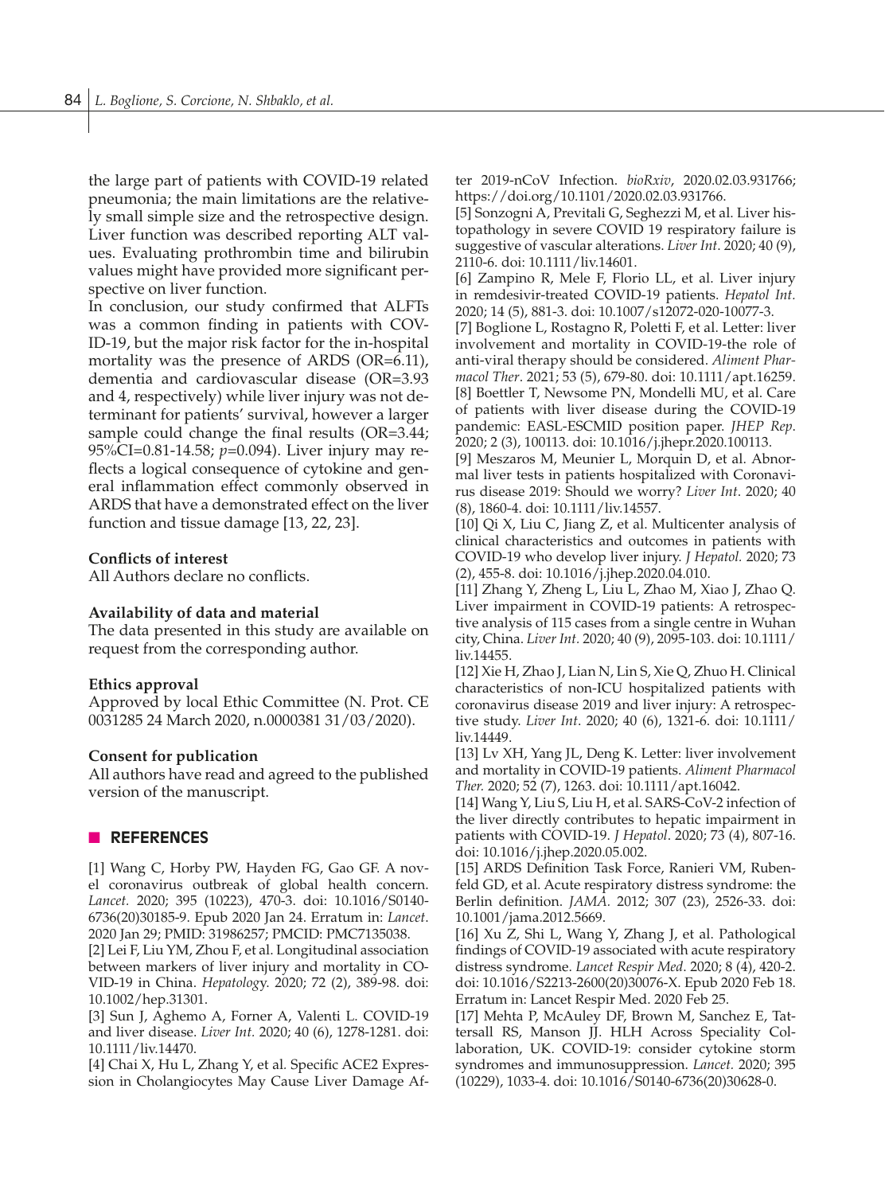the large part of patients with COVID-19 related pneumonia; the main limitations are the relatively small simple size and the retrospective design. Liver function was described reporting ALT values. Evaluating prothrombin time and bilirubin values might have provided more significant perspective on liver function.

In conclusion, our study confirmed that ALFTs was a common finding in patients with COVID-19, but the major risk factor for the in-hospital mortality was the presence of ARDS (OR=6.11), dementia and cardiovascular disease (OR=3.93 and 4, respectively) while liver injury was not determinant for patients' survival, however a larger sample could change the final results (OR=3.44; 95%CI=0.81-14.58; *p*=0.094). Liver injury may reflects a logical consequence of cytokine and general inflammation effect commonly observed in ARDS that have a demonstrated effect on the liver function and tissue damage [13, 22, 23].

#### Conflicts of interest

All Authors declare no conflicts.

#### Availability of data and material

The data presented in this study are available on request from the corresponding author.

#### Ethics approval

Approved by local Ethic Committee (N. Prot. CE 0031285 24 March 2020, n.0000381 31/03/2020).

#### Consent for publication

All authors have read and agreed to the published version of the manuscript.

## REFERENCES

[1] Wang C, Horby PW, Hayden FG, Gao GF. A novel coronavirus outbreak of global health concern. *Lancet.* 2020; 395 (10223), 470-3. doi: 10.1016/S0140-6736(20)30185-9. Epub 2020 Jan 24. Erratum in: *Lancet*. 2020 Jan 29; PMID: 31986257; PMCID: PMC7135038.

[2] Lei F, Liu YM, Zhou F, et al. Longitudinal association between markers of liver injury and mortality in COVID-19 in China. *Hepatology.* 2020; 72 (2), 389-98. doi: 10.1002/hep.31301.

[3] Sun J, Aghemo A, Forner A, Valenti L. COVID-19 and liver disease. *Liver Int.* 2020; 40 (6), 1278-1281. doi: 10.1111/liv.14470.

[4] Chai X, Hu L, Zhang Y, et al. Specific ACE2 Expression in Cholangiocytes May Cause Liver Damage After 2019-nCoV Infection. *bioRxiv*, 2020.02.03.931766; https://doi.org/10.1101/2020.02.03.931766.

[5] Sonzogni A, Previtali G, Seghezzi M, et al. Liver histopathology in severe COVID 19 respiratory failure is suggestive of vascular alterations. *Liver Int.* 2020; 40 (9), 2110-6. doi: 10.1111/liv.14601.

[6] Zampino R, Mele F, Florio LL, et al. Liver injury in remdesivir-treated COVID-19 patients. *Hepatol Int.* 2020; 14 (5), 881-3. doi: 10.1007/s12072-020-10077-3.

[7] Boglione L, Rostagno R, Poletti F, et al. Letter: liver involvement and mortality in COVID-19-the role of anti-viral therapy should be considered. *Aliment Pharmacol Ther*. 2021; 53 (5), 679-80. doi: 10.1111/apt.16259.

[8] Boettler T, Newsome PN, Mondelli MU, et al. Care of patients with liver disease during the COVID-19 pandemic: EASL-ESCMID position paper. *JHEP Rep.* 2020; 2 (3), 100113. doi: 10.1016/j.jhepr.2020.100113.

[9] Meszaros M, Meunier L, Morquin D, et al. Abnormal liver tests in patients hospitalized with Coronavirus disease 2019: Should we worry? *Liver Int*. 2020; 40 (8), 1860-4. doi: 10.1111/liv.14557.

[10] Qi X, Liu C, Jiang Z, et al. Multicenter analysis of clinical characteristics and outcomes in patients with COVID-19 who develop liver injury. *J Hepatol.* 2020; 73 (2), 455-8. doi: 10.1016/j.jhep.2020.04.010.

[11] Zhang Y, Zheng L, Liu L, Zhao M, Xiao J, Zhao Q. Liver impairment in COVID-19 patients: A retrospective analysis of 115 cases from a single centre in Wuhan city, China. *Liver Int.* 2020; 40 (9), 2095-103. doi: 10.1111/liv.14455.

[12] Xie H, Zhao J, Lian N, Lin S, Xie Q, Zhuo H. Clinical characteristics of non-ICU hospitalized patients with coronavirus disease 2019 and liver injury: A retrospective study. *Liver Int.* 2020; 40 (6), 1321-6. doi: 10.1111/liv.14449.

[13] Lv XH, Yang JL, Deng K. Letter: liver involvement and mortality in COVID-19 patients. *Aliment Pharmacol Ther.* 2020; 52 (7), 1263. doi: 10.1111/apt.16042.

[14] Wang Y, Liu S, Liu H, et al. SARS-CoV-2 infection of the liver directly contributes to hepatic impairment in patients with COVID-19. *J Hepatol*. 2020; 73 (4), 807-16. doi: 10.1016/j.jhep.2020.05.002.

[15] ARDS Definition Task Force, Ranieri VM, Rubenfeld GD, et al. Acute respiratory distress syndrome: the Berlin definition. *JAMA.* 2012; 307 (23), 2526-33. doi: 10.1001/jama.2012.5669.

[16] Xu Z, Shi L, Wang Y, Zhang J, et al. Pathological findings of COVID-19 associated with acute respiratory distress syndrome. *Lancet Respir Med.* 2020; 8 (4), 420-2. doi: 10.1016/S2213-2600(20)30076-X. Epub 2020 Feb 18. Erratum in: Lancet Respir Med. 2020 Feb 25.

[17] Mehta P, McAuley DF, Brown M, Sanchez E, Tattersall RS, Manson JJ. HLH Across Speciality Collaboration, UK. COVID-19: consider cytokine storm syndromes and immunosuppression. *Lancet.* 2020; 395 (10229), 1033-4. doi: 10.1016/S0140-6736(20)30628-0.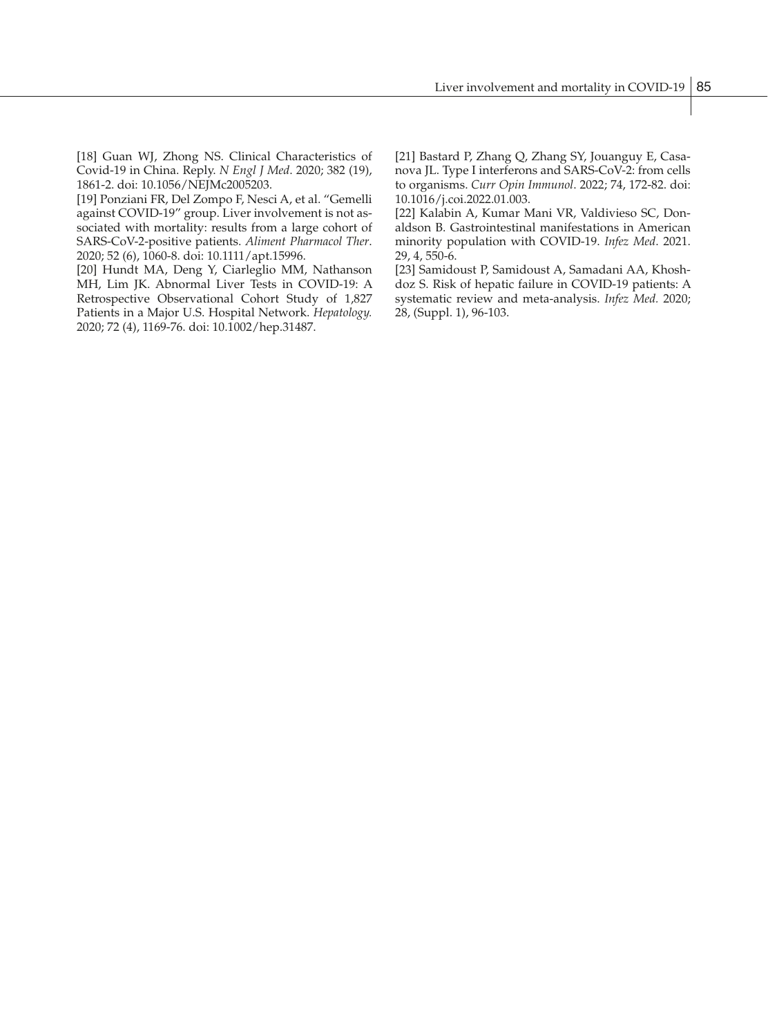[18] Guan WJ, Zhong NS. Clinical Characteristics of Covid-19 in China. Reply. *N Engl J Med*. 2020; 382 (19), 1861-2. doi: 10.1056/NEJMc2005203.

[19] Ponziani FR, Del Zompo F, Nesci A, et al. "Gemelli against COVID-19" group. Liver involvement is not associated with mortality: results from a large cohort of SARS-CoV-2-positive patients. *Aliment Pharmacol Ther*. 2020; 52 (6), 1060-8. doi: 10.1111/apt.15996.

[20] Hundt MA, Deng Y, Ciarleglio MM, Nathanson MH, Lim JK. Abnormal Liver Tests in COVID-19: A Retrospective Observational Cohort Study of 1,827 Patients in a Major U.S. Hospital Network. *Hepatology*. 2020; 72 (4), 1169-76. doi: 10.1002/hep.31487.

[21] Bastard P, Zhang Q, Zhang SY, Jouanguy E, Casanova JL. Type I interferons and SARS-CoV-2: from cells to organisms. *Curr Opin Immunol*. 2022; 74, 172-82. doi: 10.1016/j.coi.2022.01.003.

[22] Kalabin A, Kumar Mani VR, Valdivieso SC, Donaldson B. Gastrointestinal manifestations in American minority population with COVID-19. *Infez Med*. 2021. 29, 4, 550-6.

[23] Samidoust P, Samidoust A, Samadani AA, Khoshdoz S. Risk of hepatic failure in COVID-19 patients: A systematic review and meta-analysis. *Infez Med*. 2020; 28, (Suppl. 1), 96-103.